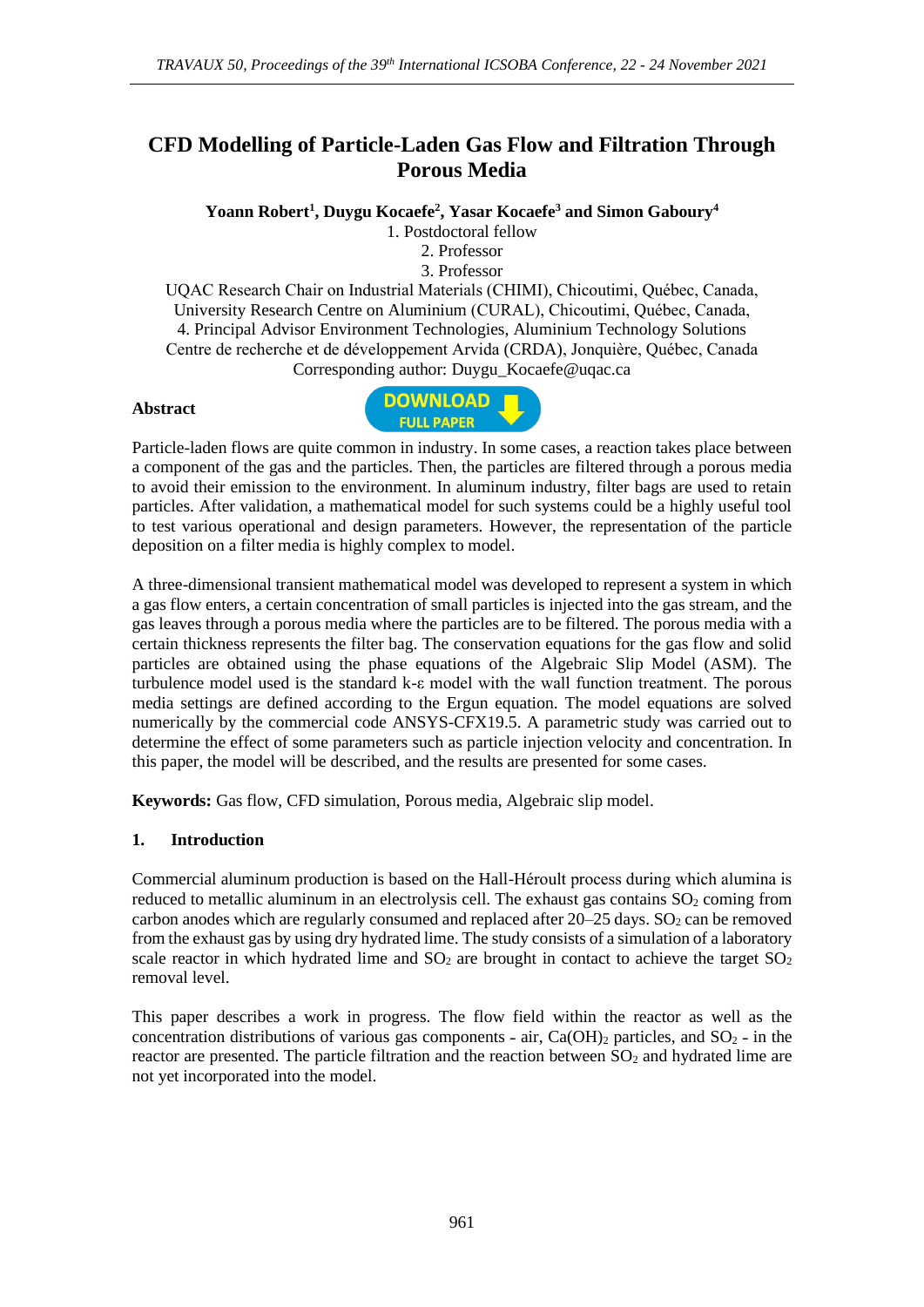# CFD Modelling of Particle-Laden Gas Flow and Filtration Through Porous Media

**Yoann Robert[1], Duygu Kocaefe[2], Yasar Kocaefe[3] and Simon Gaboury[4]**

1. Postdoctoral fellow
2. Professor
3. Professor

UQAC Research Chair on Industrial Materials (CHIMI), Chicoutimi, Québec, Canada,
University Research Centre on Aluminium (CURAL), Chicoutimi, Québec, Canada,
4. Principal Advisor Environment Technologies, Aluminium Technology Solutions
Centre de recherche et de développement Arvida (CRDA), Jonquière, Québec, Canada
Corresponding author: Duygu_Kocaefe@uqac.ca

**Abstract**

Particle-laden flows are quite common in industry. In some cases, a reaction takes place between a component of the gas and the particles. Then, the particles are filtered through a porous media to avoid their emission to the environment. In aluminum industry, filter bags are used to retain particles. After validation, a mathematical model for such systems could be a highly useful tool to test various operational and design parameters. However, the representation of the particle deposition on a filter media is highly complex to model.

A three-dimensional transient mathematical model was developed to represent a system in which a gas flow enters, a certain concentration of small particles is injected into the gas stream, and the gas leaves through a porous media where the particles are to be filtered. The porous media with a certain thickness represents the filter bag. The conservation equations for the gas flow and solid particles are obtained using the phase equations of the Algebraic Slip Model (ASM). The turbulence model used is the standard k-ε model with the wall function treatment. The porous media settings are defined according to the Ergun equation. The model equations are solved numerically by the commercial code ANSYS-CFX19.5. A parametric study was carried out to determine the effect of some parameters such as particle injection velocity and concentration. In this paper, the model will be described, and the results are presented for some cases.

**Keywords:** Gas flow, CFD simulation, Porous media, Algebraic slip model.

## 1. Introduction

Commercial aluminum production is based on the Hall-Héroult process during which alumina is reduced to metallic aluminum in an electrolysis cell. The exhaust gas contains $SO_2$ coming from carbon anodes which are regularly consumed and replaced after 20–25 days. $SO_2$ can be removed from the exhaust gas by using dry hydrated lime. The study consists of a simulation of a laboratory scale reactor in which hydrated lime and $SO_2$ are brought in contact to achieve the target $SO_2$ removal level.

This paper describes a work in progress. The flow field within the reactor as well as the concentration distributions of various gas components - air, $Ca(OH)_2$ particles, and $SO_2$ - in the reactor are presented. The particle filtration and the reaction between $SO_2$ and hydrated lime are not yet incorporated into the model.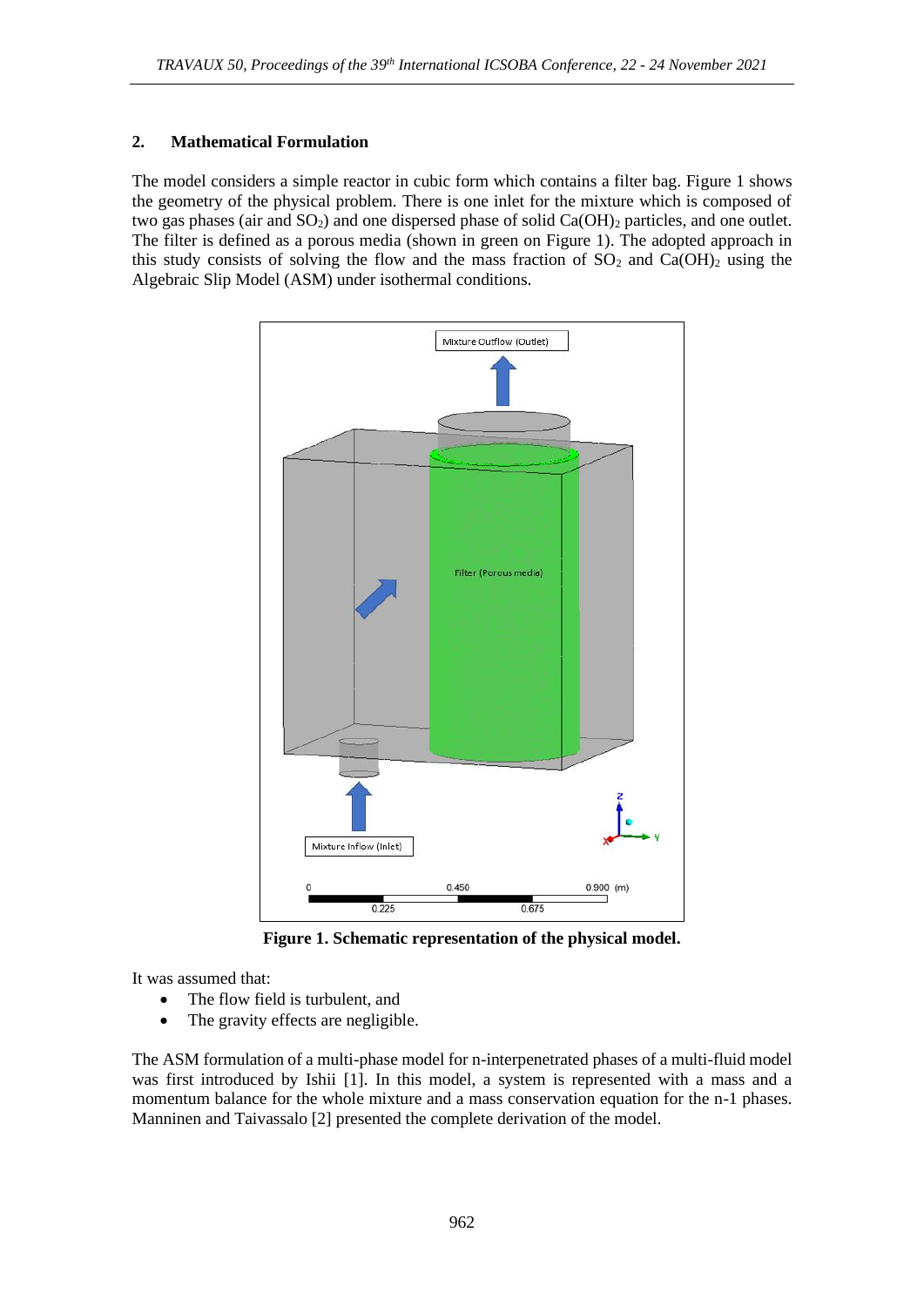## 2. Mathematical Formulation

The model considers a simple reactor in cubic form which contains a filter bag. Figure 1 shows the geometry of the physical problem. There is one inlet for the mixture which is composed of two gas phases (air and $SO_2$) and one dispersed phase of solid $Ca(OH)_2$ particles, and one outlet. The filter is defined as a porous media (shown in green on Figure 1). The adopted approach in this study consists of solving the flow and the mass fraction of $SO_2$ and $Ca(OH)_2$ using the Algebraic Slip Model (ASM) under isothermal conditions.

**Figure 1. Schematic representation of the physical model.**

It was assumed that:

- The flow field is turbulent, and
- The gravity effects are negligible.

The ASM formulation of a multi-phase model for n-interpenetrated phases of a multi-fluid model was first introduced by Ishii [1]. In this model, a system is represented with a mass and a momentum balance for the whole mixture and a mass conservation equation for the n-1 phases. Manninen and Taivassalo [2] presented the complete derivation of the model.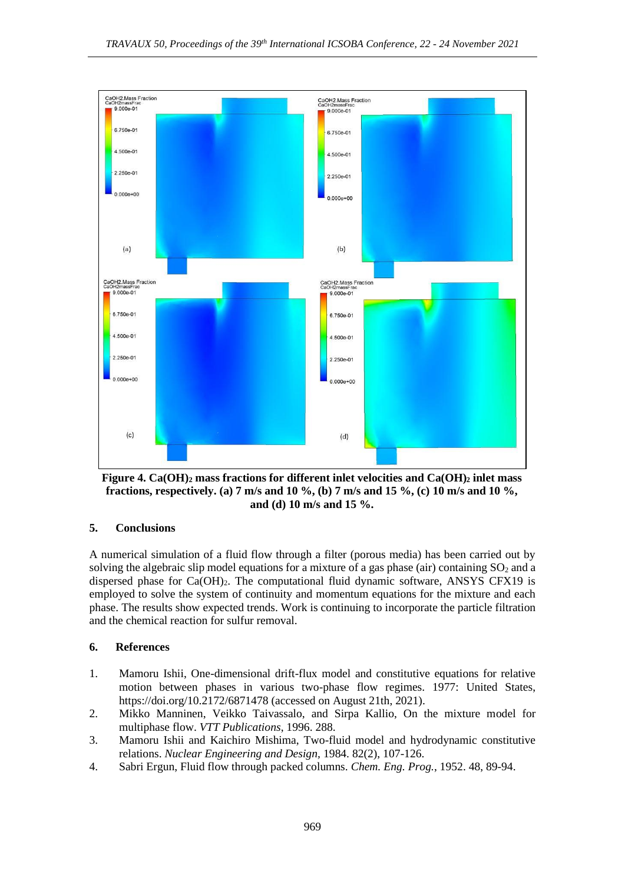CaOH2.Mass Fraction
CaOH2massFrac
9.000e-01
6.750e-01
4.500e-01
2.250e-01
0.000e+00
(a)

CaOH2.Mass Fraction
CaOH2massFrac
9.000e-01
6.750e-01
4.500e-01
2.250e-01
0.000e+00
(b)

CaOH2.Mass Fraction
CaOH2massFrac
9.000e-01
6.750e-01
4.500e-01
2.250e-01
0.000e+00
(c)

CaOH2.Mass Fraction
CaOH2massFrac
9.000e-01
6.750e-01
4.500e-01
2.250e-01
0.000e+00
(d)

**Figure 4. $Ca(OH)_2$ mass fractions for different inlet velocities and $Ca(OH)_2$ inlet mass fractions, respectively. (a) 7 m/s and 10 %, (b) 7 m/s and 15 %, (c) 10 m/s and 10 %, and (d) 10 m/s and 15 %.**

## 5. Conclusions

A numerical simulation of a fluid flow through a filter (porous media) has been carried out by solving the algebraic slip model equations for a mixture of a gas phase (air) containing $SO_2$ and a dispersed phase for $Ca(OH)_2$. The computational fluid dynamic software, ANSYS CFX19 is employed to solve the system of continuity and momentum equations for the mixture and each phase. The results show expected trends. Work is continuing to incorporate the particle filtration and the chemical reaction for sulfur removal.

## 6. References

1. Mamoru Ishii, One-dimensional drift-flux model and constitutive equations for relative motion between phases in various two-phase flow regimes. 1977: United States, https://doi.org/10.2172/6871478 (accessed on August 21th, 2021).
2. Mikko Manninen, Veikko Taivassalo, and Sirpa Kallio, On the mixture model for multiphase flow. *VTT Publications*, 1996. 288.
3. Mamoru Ishii and Kaichiro Mishima, Two-fluid model and hydrodynamic constitutive relations. *Nuclear Engineering and Design*, 1984. 82(2), 107-126.
4. Sabri Ergun, Fluid flow through packed columns. *Chem. Eng. Prog.*, 1952. 48, 89-94.